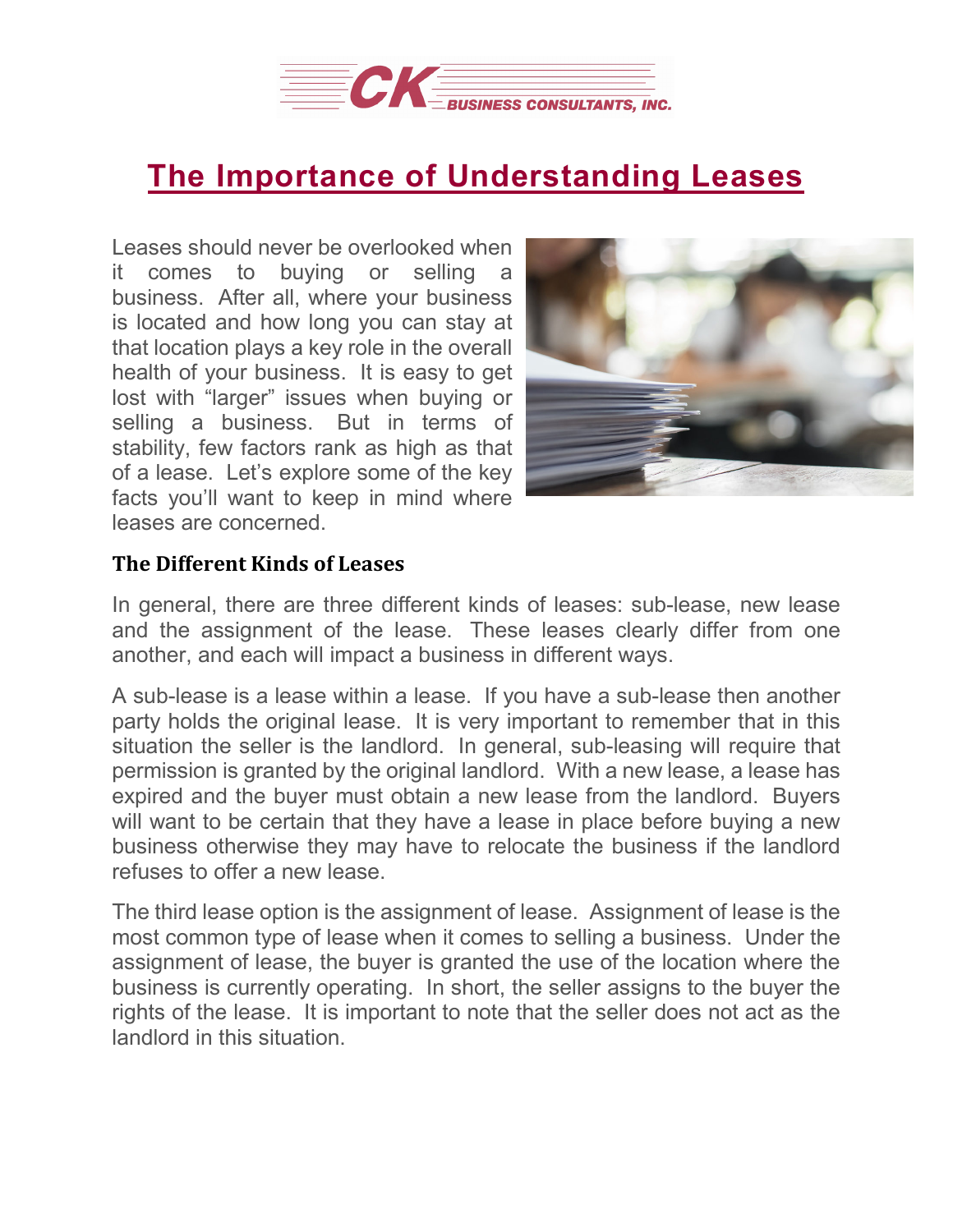# The Importance of Understanding Leases

Leases should never be overlooked when it comes to buying or selling a business. After all, where your business is located and how long you can stay at that location plays a key role in the overall health of your business. It is easy to get lost with "larger" issues when buying or selling a business. But in terms of stability, few factors rank as high as that of a lease. Let's explore some of the key facts you'll want to keep in mind where leases are concerned.

## The Different Kinds of Leases

In general, there are three different kinds of leases: sub-lease, new lease and the assignment of the lease. These leases clearly differ from one another, and each will impact a business in different ways.

A sub-lease is a lease within a lease. If you have a sub-lease then another party holds the original lease. It is very important to remember that in this situation the seller is the landlord. In general, sub-leasing will require that permission is granted by the original landlord. With a new lease, a lease has expired and the buyer must obtain a new lease from the landlord. Buyers will want to be certain that they have a lease in place before buying a new business otherwise they may have to relocate the business if the landlord refuses to offer a new lease.

The third lease option is the assignment of lease. Assignment of lease is the most common type of lease when it comes to selling a business. Under the assignment of lease, the buyer is granted the use of the location where the business is currently operating. In short, the seller assigns to the buyer the rights of the lease. It is important to note that the seller does not act as the landlord in this situation.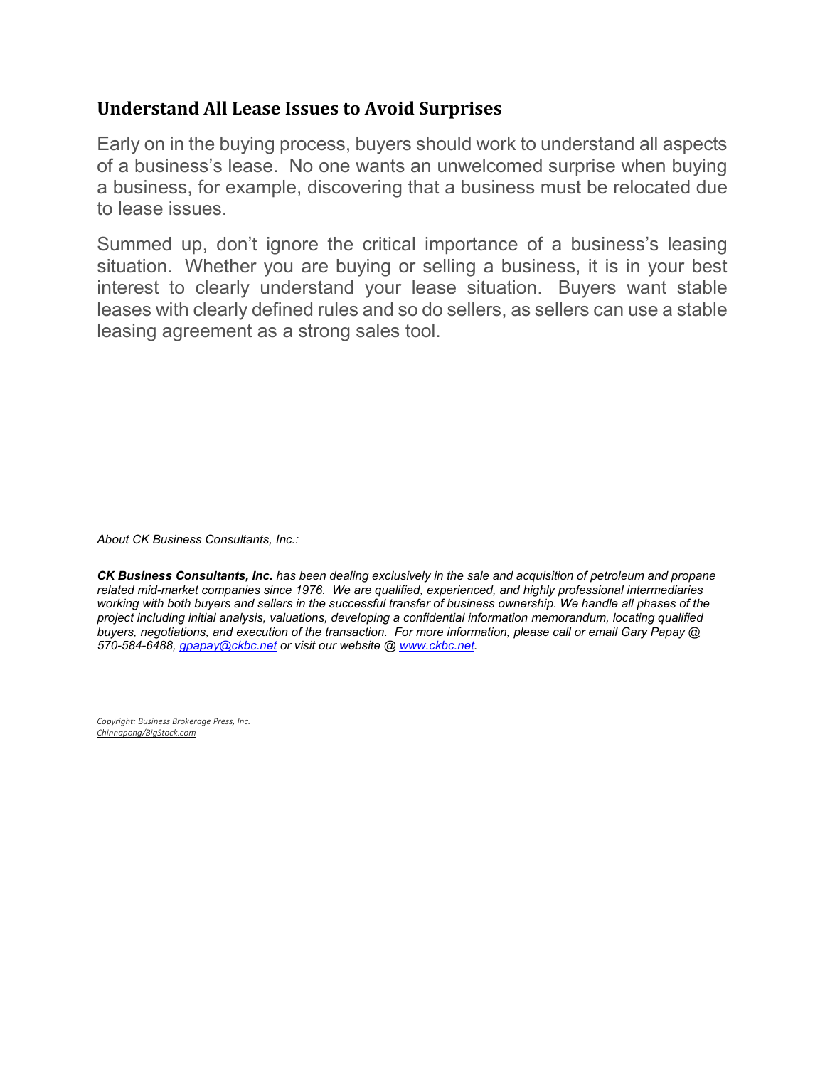## Understand All Lease Issues to Avoid Surprises

Early on in the buying process, buyers should work to understand all aspects of a business's lease. No one wants an unwelcomed surprise when buying a business, for example, discovering that a business must be relocated due to lease issues.

Summed up, don't ignore the critical importance of a business's leasing situation. Whether you are buying or selling a business, it is in your best interest to clearly understand your lease situation. Buyers want stable leases with clearly defined rules and so do sellers, as sellers can use a stable leasing agreement as a strong sales tool.

*About CK Business Consultants, Inc.:*

***CK Business Consultants, Inc.*** *has been dealing exclusively in the sale and acquisition of petroleum and propane related mid-market companies since 1976. We are qualified, experienced, and highly professional intermediaries working with both buyers and sellers in the successful transfer of business ownership. We handle all phases of the project including initial analysis, valuations, developing a confidential information memorandum, locating qualified buyers, negotiations, and execution of the transaction. For more information, please call or email Gary Papay @ 570-584-6488, gpapay@ckbc.net or visit our website @ www.ckbc.net.*

*Copyright: Business Brokerage Press, Inc.*
*Chinnapong/BigStock.com*